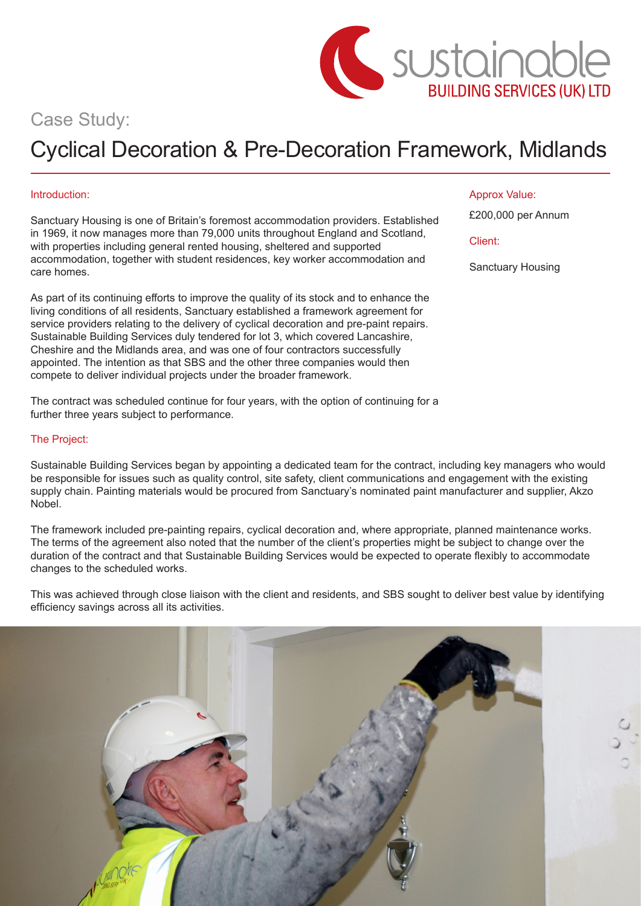Case Study:

# Cyclical Decoration & Pre-Decoration Framework, Midlands

## Introduction:

Sanctuary Housing is one of Britain's foremost accommodation providers. Established in 1969, it now manages more than 79,000 units throughout England and Scotland, with properties including general rented housing, sheltered and supported accommodation, together with student residences, key worker accommodation and care homes.

As part of its continuing efforts to improve the quality of its stock and to enhance the living conditions of all residents, Sanctuary established a framework agreement for service providers relating to the delivery of cyclical decoration and pre-paint repairs. Sustainable Building Services duly tendered for lot 3, which covered Lancashire, Cheshire and the Midlands area, and was one of four contractors successfully appointed. The intention as that SBS and the other three companies would then compete to deliver individual projects under the broader framework.

The contract was scheduled continue for four years, with the option of continuing for a further three years subject to performance.

**Approx Value:**

£200,000 per Annum

**Client:**

Sanctuary Housing

## The Project:

Sustainable Building Services began by appointing a dedicated team for the contract, including key managers who would be responsible for issues such as quality control, site safety, client communications and engagement with the existing supply chain. Painting materials would be procured from Sanctuary's nominated paint manufacturer and supplier, Akzo Nobel.

The framework included pre-painting repairs, cyclical decoration and, where appropriate, planned maintenance works. The terms of the agreement also noted that the number of the client's properties might be subject to change over the duration of the contract and that Sustainable Building Services would be expected to operate flexibly to accommodate changes to the scheduled works.

This was achieved through close liaison with the client and residents, and SBS sought to deliver best value by identifying efficiency savings across all its activities.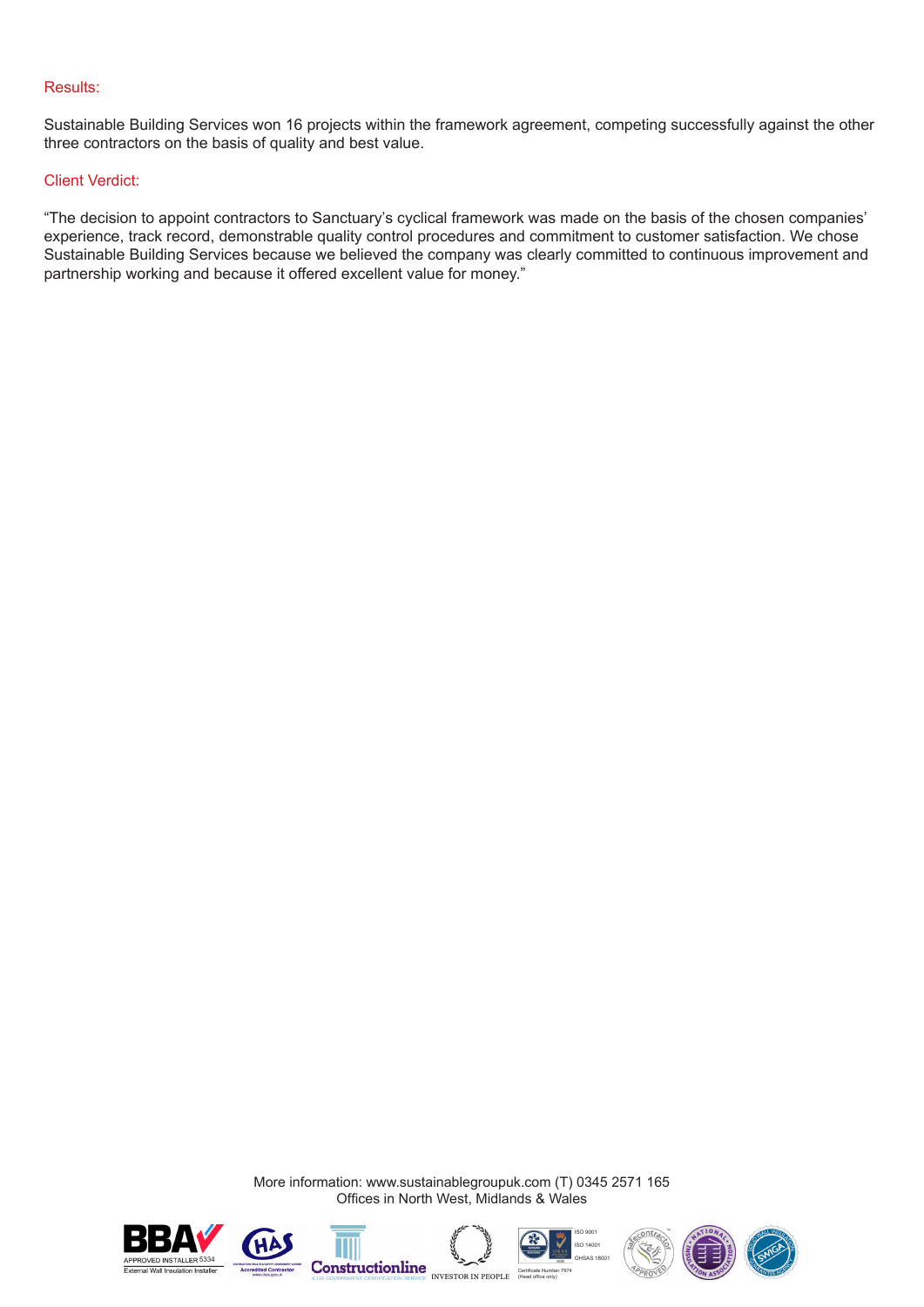## Results:

Sustainable Building Services won 16 projects within the framework agreement, competing successfully against the other three contractors on the basis of quality and best value.

## Client Verdict:

“The decision to appoint contractors to Sanctuary’s cyclical framework was made on the basis of the chosen companies’ experience, track record, demonstrable quality control procedures and commitment to customer satisfaction. We chose Sustainable Building Services because we believed the company was clearly committed to continuous improvement and partnership working and because it offered excellent value for money.”

More information: www.sustainablegroupuk.com (T) 0345 2571 165
Offices in North West, Midlands & Wales

BBA APPROVED INSTALLER 5334 External Wall Insulation Installer

CHAS Accredited Contractor

Constructionline

INVESTOR IN PEOPLE

ISO 9001
ISO 14001
OHSAS 18001
Certificate Number 7974 (Head office only)